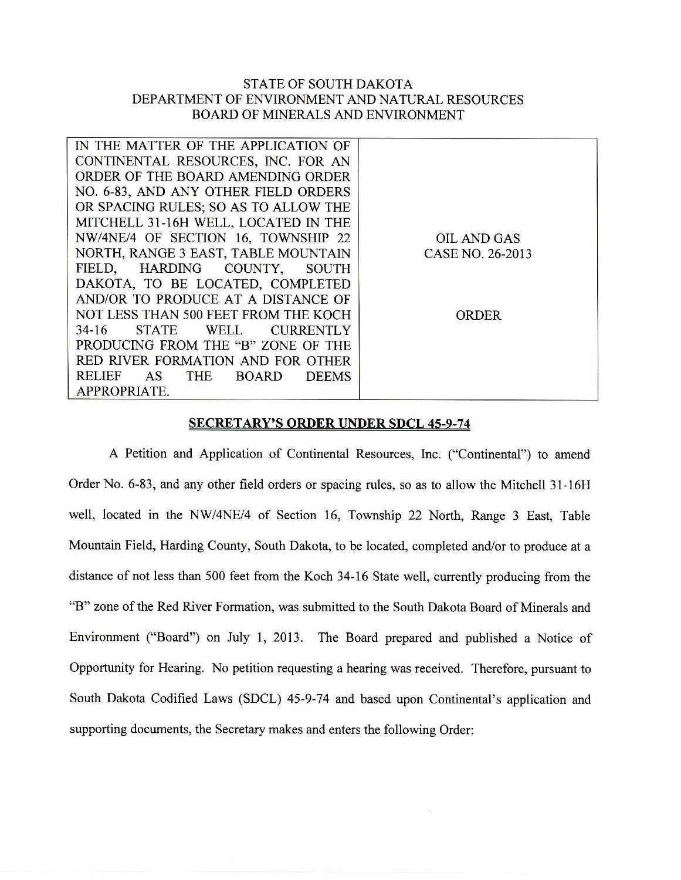STATE OF SOUTH DAKOTA
DEPARTMENT OF ENVIRONMENT AND NATURAL RESOURCES
BOARD OF MINERALS AND ENVIRONMENT

| IN THE MATTER OF THE APPLICATION OF CONTINENTAL RESOURCES, INC. FOR AN ORDER OF THE BOARD AMENDING ORDER NO. 6-83, AND ANY OTHER FIELD ORDERS OR SPACING RULES; SO AS TO ALLOW THE MITCHELL 31-16H WELL, LOCATED IN THE NW/4NE/4 OF SECTION 16, TOWNSHIP 22 NORTH, RANGE 3 EAST, TABLE MOUNTAIN FIELD, HARDING COUNTY, SOUTH DAKOTA, TO BE LOCATED, COMPLETED AND/OR TO PRODUCE AT A DISTANCE OF NOT LESS THAN 500 FEET FROM THE KOCH 34-16 STATE WELL CURRENTLY PRODUCING FROM THE "B" ZONE OF THE RED RIVER FORMATION AND FOR OTHER RELIEF AS THE BOARD DEEMS APPROPRIATE. | OIL AND GAS CASE NO. 26-2013<br><br>ORDER |
|---|---|

## SECRETARY'S ORDER UNDER SDCL 45-9-74

A Petition and Application of Continental Resources, Inc. ("Continental") to amend Order No. 6-83, and any other field orders or spacing rules, so as to allow the Mitchell 31-16H well, located in the NW/4NE/4 of Section 16, Township 22 North, Range 3 East, Table Mountain Field, Harding County, South Dakota, to be located, completed and/or to produce at a distance of not less than 500 feet from the Koch 34-16 State well, currently producing from the "B" zone of the Red River Formation, was submitted to the South Dakota Board of Minerals and Environment ("Board") on July 1, 2013. The Board prepared and published a Notice of Opportunity for Hearing. No petition requesting a hearing was received. Therefore, pursuant to South Dakota Codified Laws (SDCL) 45-9-74 and based upon Continental's application and supporting documents, the Secretary makes and enters the following Order: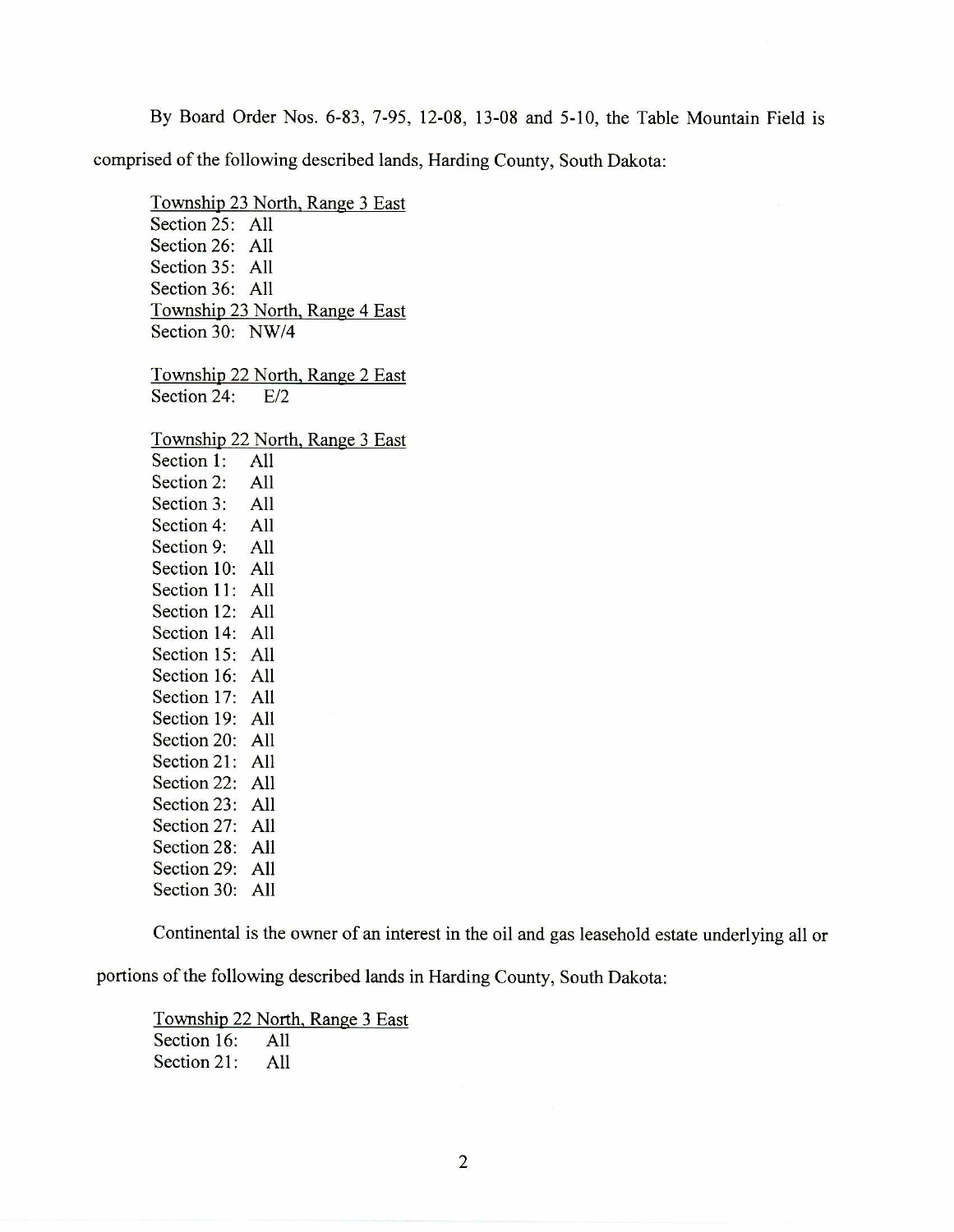By Board Order Nos. 6-83, 7-95, 12-08, 13-08 and 5-10, the Table Mountain Field is comprised of the following described lands, Harding County, South Dakota:

<u>Township 23 North, Range 3 East</u>
Section 25: All
Section 26: All
Section 35: All
Section 36: All
<u>Township 23 North, Range 4 East</u>
Section 30: NW/4

<u>Township 22 North, Range 2 East</u>
Section 24: E/2

<u>Township 22 North, Range 3 East</u>
Section 1: All
Section 2: All
Section 3: All
Section 4: All
Section 9: All
Section 10: All
Section 11: All
Section 12: All
Section 14: All
Section 15: All
Section 16: All
Section 17: All
Section 19: All
Section 20: All
Section 21: All
Section 22: All
Section 23: All
Section 27: All
Section 28: All
Section 29: All
Section 30: All

Continental is the owner of an interest in the oil and gas leasehold estate underlying all or portions of the following described lands in Harding County, South Dakota:

<u>Township 22 North, Range 3 East</u>
Section 16: All
Section 21: All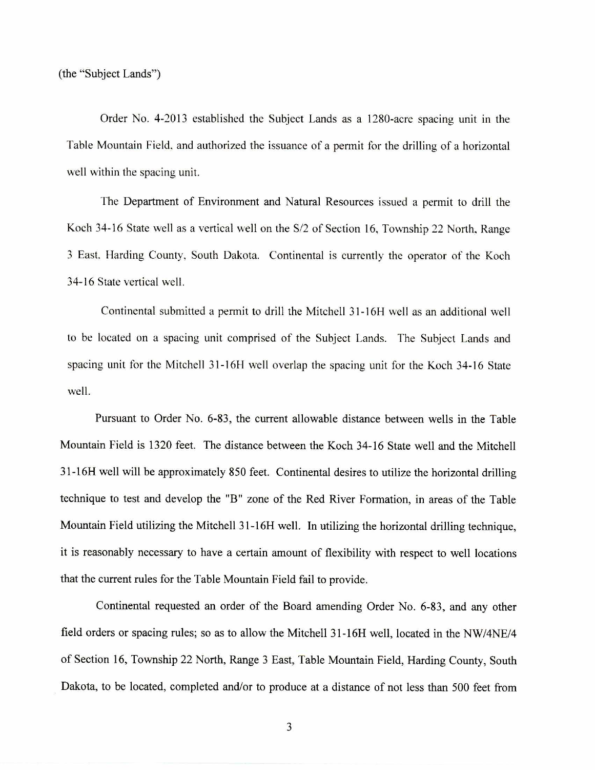(the "Subject Lands")

Order No. 4-2013 established the Subject Lands as a 1280-acre spacing unit in the Table Mountain Field, and authorized the issuance of a permit for the drilling of a horizontal well within the spacing unit.

The Department of Environment and Natural Resources issued a permit to drill the Koch 34-16 State well as a vertical well on the S/2 of Section 16, Township 22 North, Range 3 East, Harding County, South Dakota. Continental is currently the operator of the Koch 34-16 State vertical well.

Continental submitted a permit to drill the Mitchell 31-16H well as an additional well to be located on a spacing unit comprised of the Subject Lands. The Subject Lands and spacing unit for the Mitchell 31-16H well overlap the spacing unit for the Koch 34-16 State well.

Pursuant to Order No. 6-83, the current allowable distance between wells in the Table Mountain Field is 1320 feet. The distance between the Koch 34-16 State well and the Mitchell 31-16H well will be approximately 850 feet. Continental desires to utilize the horizontal drilling technique to test and develop the "B" zone of the Red River Formation, in areas of the Table Mountain Field utilizing the Mitchell 31-16H well. In utilizing the horizontal drilling technique, it is reasonably necessary to have a certain amount of flexibility with respect to well locations that the current rules for the Table Mountain Field fail to provide.

Continental requested an order of the Board amending Order No. 6-83, and any other field orders or spacing rules; so as to allow the Mitchell 31-16H well, located in the NW/4NE/4 of Section 16, Township 22 North, Range 3 East, Table Mountain Field, Harding County, South Dakota, to be located, completed and/or to produce at a distance of not less than 500 feet from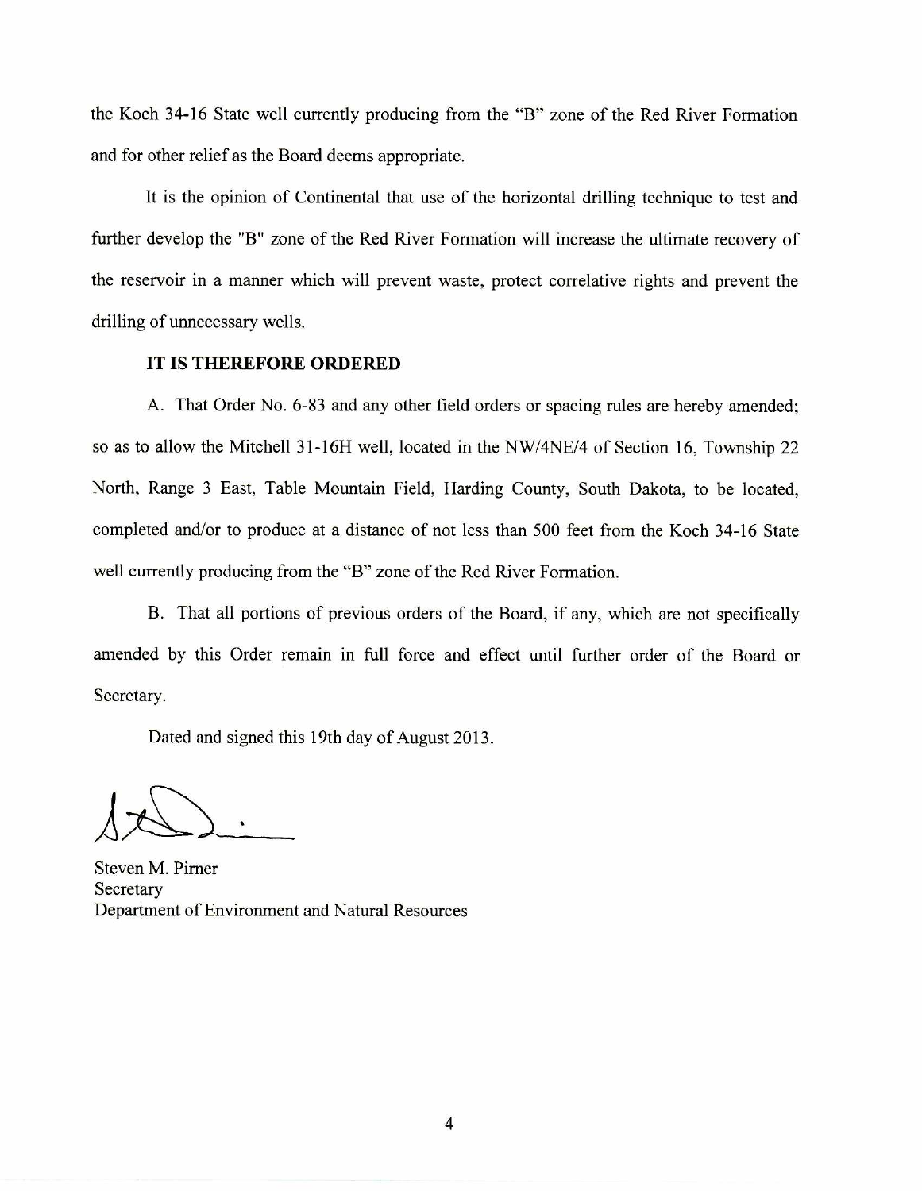the Koch 34-16 State well currently producing from the "B" zone of the Red River Formation and for other relief as the Board deems appropriate.

It is the opinion of Continental that use of the horizontal drilling technique to test and further develop the "B" zone of the Red River Formation will increase the ultimate recovery of the reservoir in a manner which will prevent waste, protect correlative rights and prevent the drilling of unnecessary wells.

**IT IS THEREFORE ORDERED**

A. That Order No. 6-83 and any other field orders or spacing rules are hereby amended; so as to allow the Mitchell 31-16H well, located in the NW/4NE/4 of Section 16, Township 22 North, Range 3 East, Table Mountain Field, Harding County, South Dakota, to be located, completed and/or to produce at a distance of not less than 500 feet from the Koch 34-16 State well currently producing from the "B" zone of the Red River Formation.

B. That all portions of previous orders of the Board, if any, which are not specifically amended by this Order remain in full force and effect until further order of the Board or Secretary.

Dated and signed this 19th day of August 2013.

Steven M. Pirner
Secretary
Department of Environment and Natural Resources